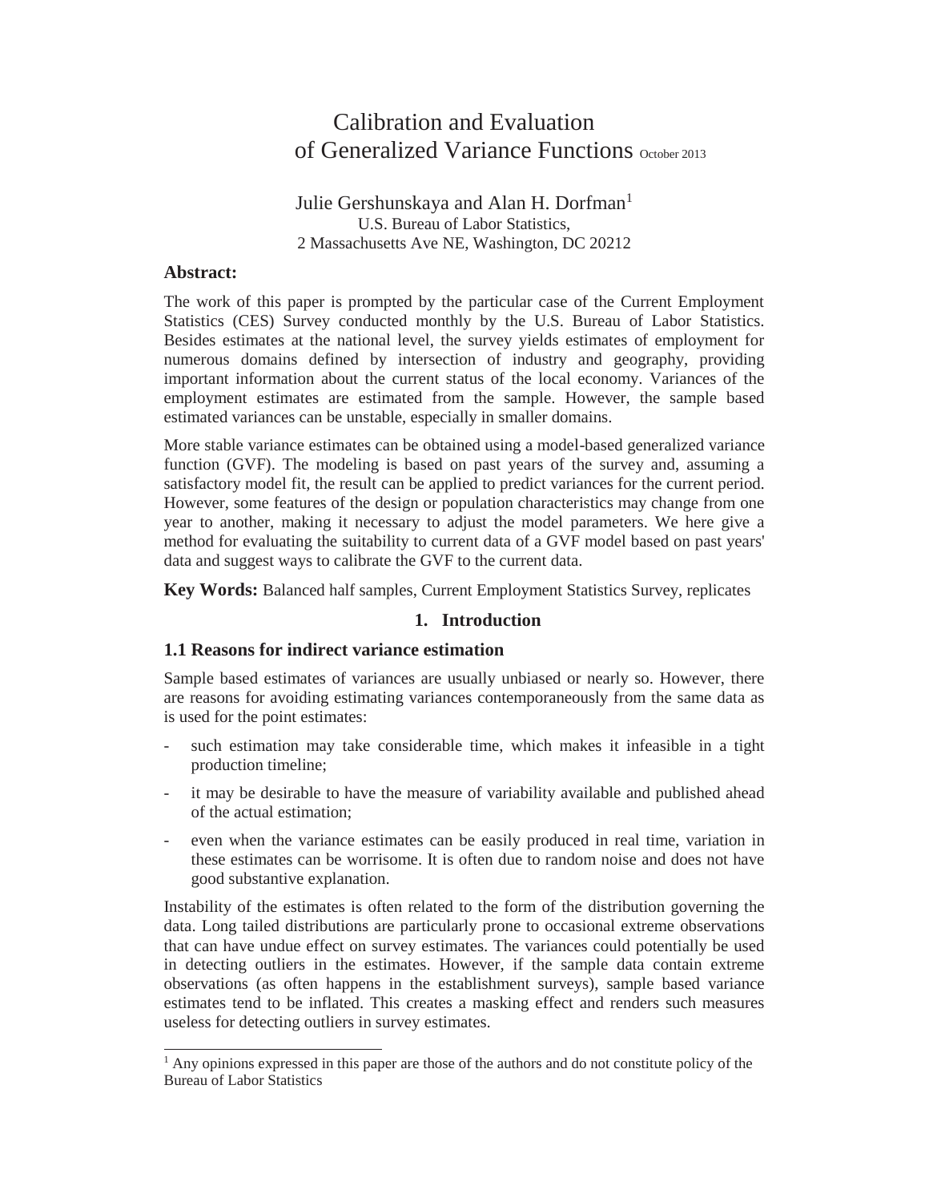# Calibration and Evaluation of Generalized Variance Functions October 2013

Julie Gershunskaya and Alan H. Dorfman[1]
U.S. Bureau of Labor Statistics,
2 Massachusetts Ave NE, Washington, DC 20212

**Abstract:**

The work of this paper is prompted by the particular case of the Current Employment Statistics (CES) Survey conducted monthly by the U.S. Bureau of Labor Statistics. Besides estimates at the national level, the survey yields estimates of employment for numerous domains defined by intersection of industry and geography, providing important information about the current status of the local economy. Variances of the employment estimates are estimated from the sample. However, the sample based estimated variances can be unstable, especially in smaller domains.

More stable variance estimates can be obtained using a model-based generalized variance function (GVF). The modeling is based on past years of the survey and, assuming a satisfactory model fit, the result can be applied to predict variances for the current period. However, some features of the design or population characteristics may change from one year to another, making it necessary to adjust the model parameters. We here give a method for evaluating the suitability to current data of a GVF model based on past years' data and suggest ways to calibrate the GVF to the current data.

**Key Words:** Balanced half samples, Current Employment Statistics Survey, replicates

## 1. Introduction

### 1.1 Reasons for indirect variance estimation

Sample based estimates of variances are usually unbiased or nearly so. However, there are reasons for avoiding estimating variances contemporaneously from the same data as is used for the point estimates:

- such estimation may take considerable time, which makes it infeasible in a tight production timeline;
- it may be desirable to have the measure of variability available and published ahead of the actual estimation;
- even when the variance estimates can be easily produced in real time, variation in these estimates can be worrisome. It is often due to random noise and does not have good substantive explanation.

Instability of the estimates is often related to the form of the distribution governing the data. Long tailed distributions are particularly prone to occasional extreme observations that can have undue effect on survey estimates. The variances could potentially be used in detecting outliers in the estimates. However, if the sample data contain extreme observations (as often happens in the establishment surveys), sample based variance estimates tend to be inflated. This creates a masking effect and renders such measures useless for detecting outliers in survey estimates.

[1] Any opinions expressed in this paper are those of the authors and do not constitute policy of the Bureau of Labor Statistics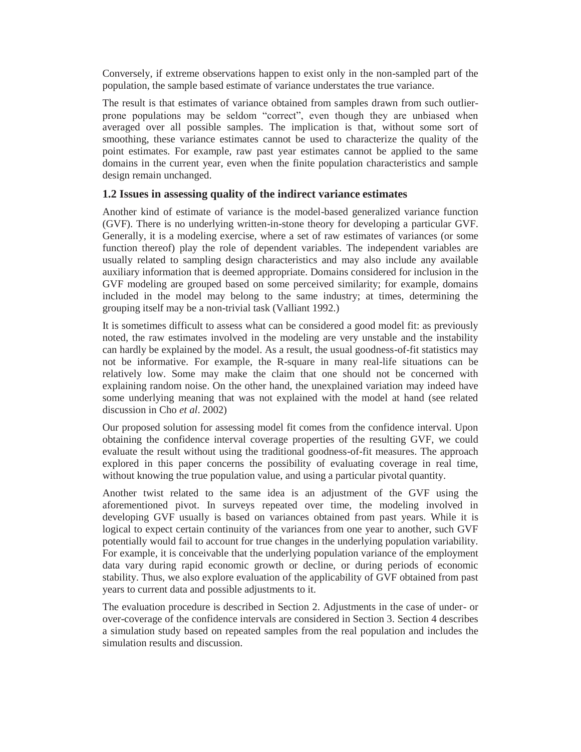Conversely, if extreme observations happen to exist only in the non-sampled part of the population, the sample based estimate of variance understates the true variance.

The result is that estimates of variance obtained from samples drawn from such outlier-prone populations may be seldom "correct", even though they are unbiased when averaged over all possible samples. The implication is that, without some sort of smoothing, these variance estimates cannot be used to characterize the quality of the point estimates. For example, raw past year estimates cannot be applied to the same domains in the current year, even when the finite population characteristics and sample design remain unchanged.

### 1.2 Issues in assessing quality of the indirect variance estimates

Another kind of estimate of variance is the model-based generalized variance function (GVF). There is no underlying written-in-stone theory for developing a particular GVF. Generally, it is a modeling exercise, where a set of raw estimates of variances (or some function thereof) play the role of dependent variables. The independent variables are usually related to sampling design characteristics and may also include any available auxiliary information that is deemed appropriate. Domains considered for inclusion in the GVF modeling are grouped based on some perceived similarity; for example, domains included in the model may belong to the same industry; at times, determining the grouping itself may be a non-trivial task (Valliant 1992.)

It is sometimes difficult to assess what can be considered a good model fit: as previously noted, the raw estimates involved in the modeling are very unstable and the instability can hardly be explained by the model. As a result, the usual goodness-of-fit statistics may not be informative. For example, the R-square in many real-life situations can be relatively low. Some may make the claim that one should not be concerned with explaining random noise. On the other hand, the unexplained variation may indeed have some underlying meaning that was not explained with the model at hand (see related discussion in Cho *et al*. 2002)

Our proposed solution for assessing model fit comes from the confidence interval. Upon obtaining the confidence interval coverage properties of the resulting GVF, we could evaluate the result without using the traditional goodness-of-fit measures. The approach explored in this paper concerns the possibility of evaluating coverage in real time, without knowing the true population value, and using a particular pivotal quantity.

Another twist related to the same idea is an adjustment of the GVF using the aforementioned pivot. In surveys repeated over time, the modeling involved in developing GVF usually is based on variances obtained from past years. While it is logical to expect certain continuity of the variances from one year to another, such GVF potentially would fail to account for true changes in the underlying population variability. For example, it is conceivable that the underlying population variance of the employment data vary during rapid economic growth or decline, or during periods of economic stability. Thus, we also explore evaluation of the applicability of GVF obtained from past years to current data and possible adjustments to it.

The evaluation procedure is described in Section 2. Adjustments in the case of under- or over-coverage of the confidence intervals are considered in Section 3. Section 4 describes a simulation study based on repeated samples from the real population and includes the simulation results and discussion.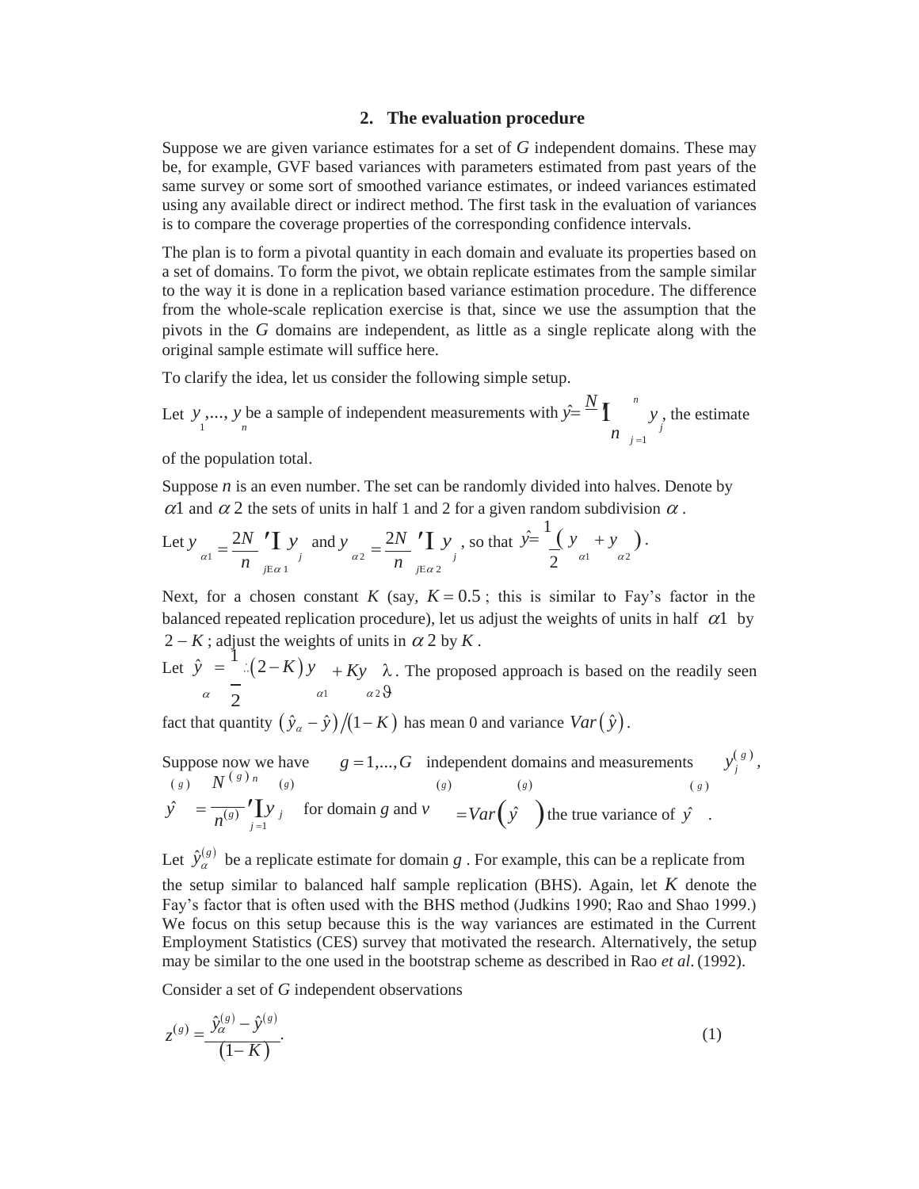## 2. The evaluation procedure

Suppose we are given variance estimates for a set of $G$ independent domains. These may be, for example, GVF based variances with parameters estimated from past years of the same survey or some sort of smoothed variance estimates, or indeed variances estimated using any available direct or indirect method. The first task in the evaluation of variances is to compare the coverage properties of the corresponding confidence intervals.

The plan is to form a pivotal quantity in each domain and evaluate its properties based on a set of domains. To form the pivot, we obtain replicate estimates from the sample similar to the way it is done in a replication based variance estimation procedure. The difference from the whole-scale replication exercise is that, since we use the assumption that the pivots in the $G$ domains are independent, as little as a single replicate along with the original sample estimate will suffice here.

To clarify the idea, let us consider the following simple setup.

Let $y_1,..., y_n$ be a sample of independent measurements with $\hat{y} = \frac{N}{n}\sum_{j=1}^{n} y_j$, the estimate of the population total.

Suppose $n$ is an even number. The set can be randomly divided into halves. Denote by $\alpha 1$ and $\alpha 2$ the sets of units in half 1 and 2 for a given random subdivision $\alpha$.

Let $y_{\alpha 1} = \frac{2N}{n}\sum_{j \in \alpha 1} y_j$ and $y_{\alpha 2} = \frac{2N}{n}\sum_{j \in \alpha 2} y_j$, so that $\hat{y} = \frac{1}{2}\left( y_{\alpha 1} + y_{\alpha 2} \right)$.

Next, for a chosen constant $K$ (say, $K = 0.5$; this is similar to Fay's factor in the balanced repeated replication procedure), let us adjust the weights of units in half $\alpha 1$ by $2 - K$; adjust the weights of units in $\alpha 2$ by $K$.

Let $\hat{y}_\alpha = \frac{1}{2}\left[(2-K) y_{\alpha 1} + K y_{\alpha 2}\right]$. The proposed approach is based on the readily seen fact that quantity $\left(\hat{y}_\alpha - \hat{y}\right)/(1-K)$ has mean 0 and variance $Var\left(\hat{y}\right)$.

Suppose now we have $g = 1,...,G$ independent domains and measurements $y_j^{(g)}$, $\hat{y}^{(g)} = \frac{N^{(g)}}{n^{(g)}}\sum_{j=1}^{n} y_j$ for domain $g$ and $v^{(g)} = Var\left(\hat{y}^{(g)}\right)$ the true variance of $\hat{y}^{(g)}$.

Let $\hat{y}_\alpha^{(g)}$ be a replicate estimate for domain $g$. For example, this can be a replicate from the setup similar to balanced half sample replication (BHS). Again, let $K$ denote the Fay's factor that is often used with the BHS method (Judkins 1990; Rao and Shao 1999.) We focus on this setup because this is the way variances are estimated in the Current Employment Statistics (CES) survey that motivated the research. Alternatively, the setup may be similar to the one used in the bootstrap scheme as described in Rao *et al.* (1992).

Consider a set of $G$ independent observations

$$z^{(g)} = \frac{\hat{y}_\alpha^{(g)} - \hat{y}^{(g)}}{(1-K)}. \tag{1}$$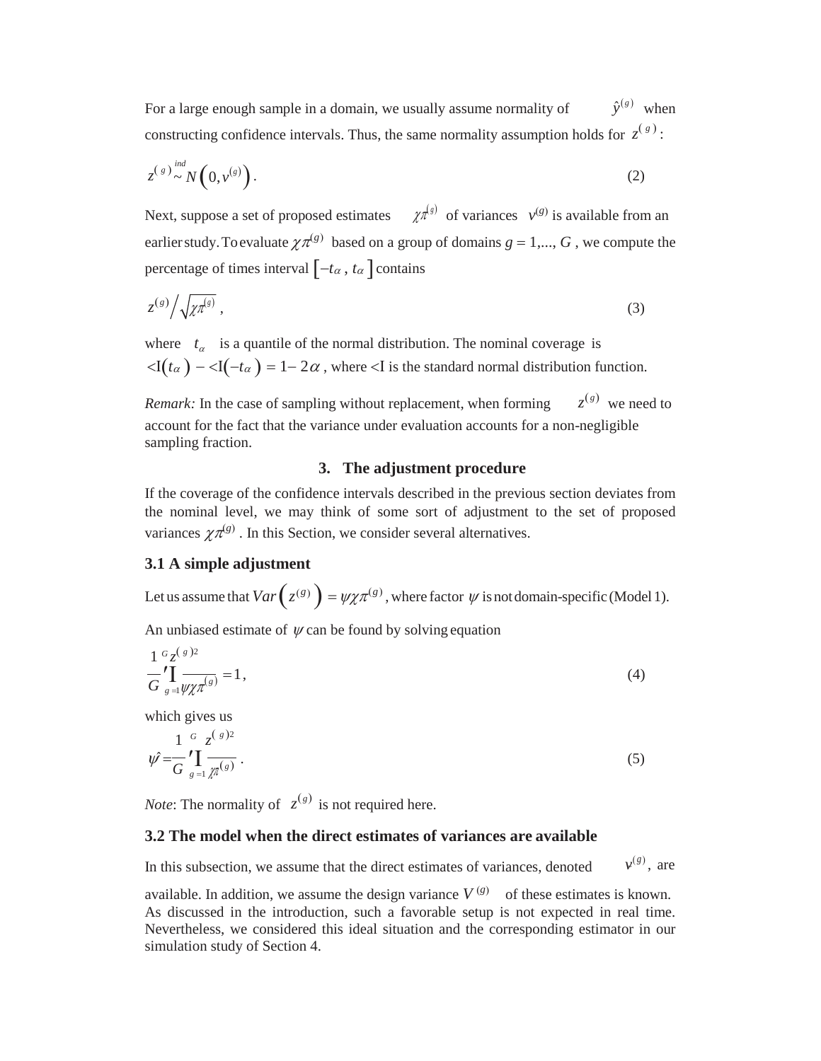For a large enough sample in a domain, we usually assume normality of $\hat{y}^{(g)}$ when constructing confidence intervals. Thus, the same normality assumption holds for $z^{(g)}$:

$$z^{(g)} \overset{ind}{\sim} N\left(0, v^{(g)}\right). \tag{2}$$

Next, suppose a set of proposed estimates $\chi\pi^{(g)}$ of variances $v^{(g)}$ is available from an earlier study. To evaluate $\chi\pi^{(g)}$ based on a group of domains $g = 1,..., G$, we compute the percentage of times interval $\left[-t_\alpha, t_\alpha\right]$ contains

$$z^{(g)} \Big/ \sqrt{\chi\pi^{(g)}}, \tag{3}$$

where $t_\alpha$ is a quantile of the normal distribution. The nominal coverage is $\Phi(t_\alpha) - \Phi(-t_\alpha) = 1 - 2\alpha$, where $\Phi$ is the standard normal distribution function.

*Remark:* In the case of sampling without replacement, when forming $z^{(g)}$ we need to account for the fact that the variance under evaluation accounts for a non-negligible sampling fraction.

## 3. The adjustment procedure

If the coverage of the confidence intervals described in the previous section deviates from the nominal level, we may think of some sort of adjustment to the set of proposed variances $\chi\pi^{(g)}$. In this Section, we consider several alternatives.

### 3.1 A simple adjustment

Let us assume that $Var\left(z^{(g)}\right) = \psi\chi\pi^{(g)}$, where factor $\psi$ is not domain-specific (Model 1).

An unbiased estimate of $\psi$ can be found by solving equation

$$\frac{1}{G}\sum_{g=1}^{G}\frac{z^{(g)2}}{\psi\chi\pi^{(g)}} = 1, \tag{4}$$

which gives us

$$\hat{\psi} = \frac{1}{G}\sum_{g=1}^{G}\frac{z^{(g)2}}{\chi\pi^{(g)}}. \tag{5}$$

*Note*: The normality of $z^{(g)}$ is not required here.

### 3.2 The model when the direct estimates of variances are available

In this subsection, we assume that the direct estimates of variances, denoted $v^{(g)}$, are available. In addition, we assume the design variance $V^{(g)}$ of these estimates is known. As discussed in the introduction, such a favorable setup is not expected in real time. Nevertheless, we considered this ideal situation and the corresponding estimator in our simulation study of Section 4.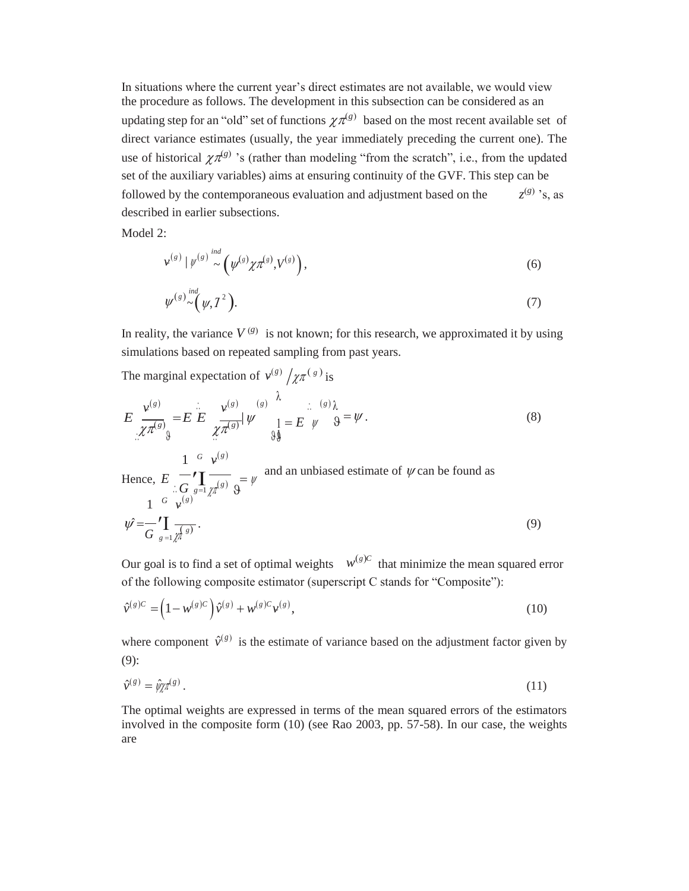In situations where the current year's direct estimates are not available, we would view the procedure as follows. The development in this subsection can be considered as an updating step for an "old" set of functions $\chi\pi^{(g)}$ based on the most recent available set of direct variance estimates (usually, the year immediately preceding the current one). The use of historical $\chi\pi^{(g)}$ 's (rather than modeling "from the scratch", i.e., from the updated set of the auxiliary variables) aims at ensuring continuity of the GVF. This step can be followed by the contemporaneous evaluation and adjustment based on the $z^{(g)}$ 's, as described in earlier subsections.

Model 2:

$$v^{(g)} \mid \psi^{(g)} \overset{ind}{\sim} \left(\psi^{(g)}\chi\pi^{(g)}, V^{(g)}\right), \tag{6}$$

$$\psi^{(g)} \overset{ind}{\sim} \left(\psi, \tau^2\right). \tag{7}$$

In reality, the variance $V^{(g)}$ is not known; for this research, we approximated it by using simulations based on repeated sampling from past years.

The marginal expectation of $v^{(g)} / \chi\pi^{(g)}$ is

$$E\left(\frac{v^{(g)}}{\chi\pi^{(g)}}\right) = E\left[E\left(\frac{v^{(g)}}{\chi\pi^{(g)}} \mid \psi^{(g)}\right)\right] = E\left(\psi^{(g)}\right) = \psi. \tag{8}$$

Hence, $E\left(\frac{1}{G}\sum_{g=1}^{G}\frac{v^{(g)}}{\chi\pi^{(g)}}\right) = \psi$ and an unbiased estimate of $\psi$ can be found as

$$\hat{\psi} = \frac{1}{G}\sum_{g=1}^{G}\frac{v^{(g)}}{\chi\pi^{(g)}}. \tag{9}$$

Our goal is to find a set of optimal weights $w^{(g)C}$ that minimize the mean squared error of the following composite estimator (superscript C stands for "Composite"):

$$\hat{v}^{(g)C} = \left(1 - w^{(g)C}\right)\hat{v}^{(g)} + w^{(g)C}v^{(g)}, \tag{10}$$

where component $\hat{v}^{(g)}$ is the estimate of variance based on the adjustment factor given by (9):

$$\hat{v}^{(g)} = \hat{\psi}\chi\pi^{(g)}. \tag{11}$$

The optimal weights are expressed in terms of the mean squared errors of the estimators involved in the composite form (10) (see Rao 2003, pp. 57-58). In our case, the weights are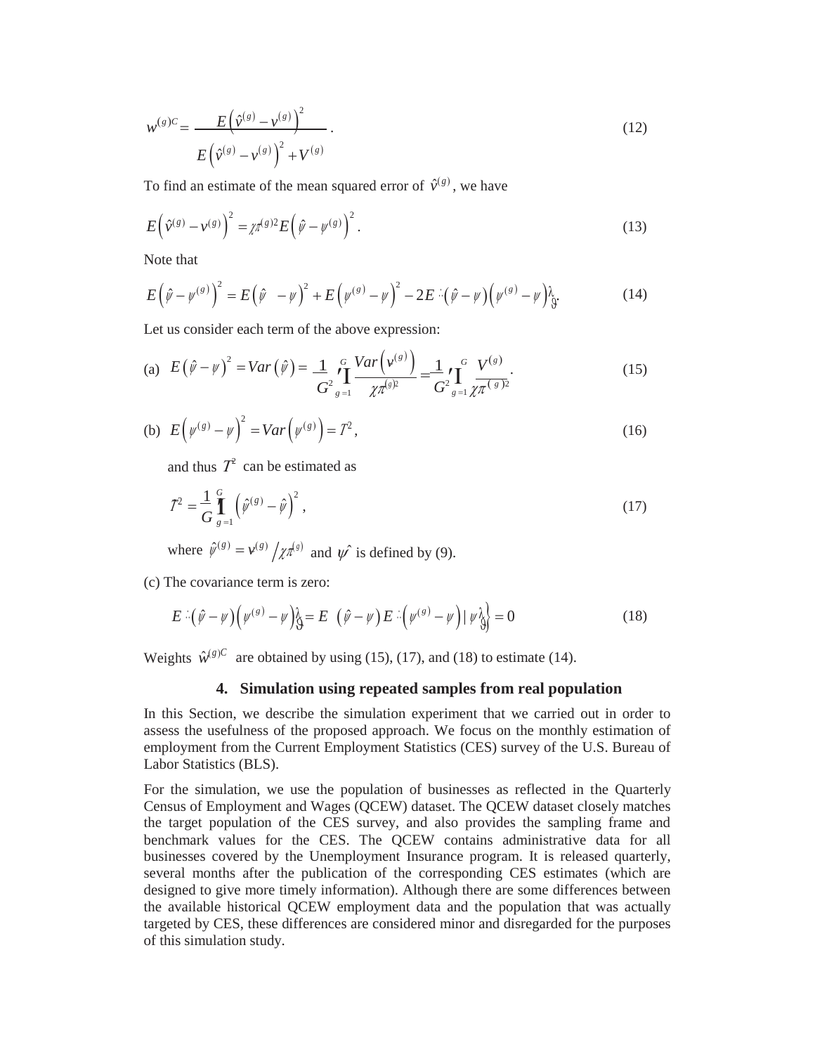$$w^{(g)C} = \frac{E\left(\hat{v}^{(g)} - v^{(g)}\right)^2}{E\left(\hat{v}^{(g)} - v^{(g)}\right)^2 + V^{(g)}}. \tag{12}$$

To find an estimate of the mean squared error of $\hat{v}^{(g)}$, we have

$$E\left(\hat{v}^{(g)} - v^{(g)}\right)^2 = \chi\pi^{(g)2} E\left(\hat{\psi} - \psi^{(g)}\right)^2. \tag{13}$$

Note that

$$E\left(\hat{\psi} - \psi^{(g)}\right)^2 = E\left(\hat{\psi} - \psi\right)^2 + E\left(\psi^{(g)} - \psi\right)^2 - 2E\left\{\left(\hat{\psi} - \psi\right)\left(\psi^{(g)} - \psi\right)\right\}. \tag{14}$$

Let us consider each term of the above expression:

(a) $$E\left(\hat{\psi} - \psi\right)^2 = Var\left(\hat{\psi}\right) = \frac{1}{G^2}\sum_{g=1}^{G} \frac{Var\left(v^{(g)}\right)}{\chi\pi^{(g)2}} = \frac{1}{G^2}\sum_{g=1}^{G} \frac{V^{(g)}}{\chi\pi^{(g)2}}. \tag{15}$$

(b) $$E\left(\psi^{(g)} - \psi\right)^2 = Var\left(\psi^{(g)}\right) = T^2, \tag{16}$$

and thus $T^2$ can be estimated as

$$\hat{T}^2 = \frac{1}{G}\sum_{g=1}^{G}\left(\hat{\psi}^{(g)} - \hat{\psi}\right)^2, \tag{17}$$

where $\hat{\psi}^{(g)} = v^{(g)} / \chi\pi^{(g)}$ and $\hat{\psi}$ is defined by (9).

(c) The covariance term is zero:

$$E\left\{\left(\hat{\psi} - \psi\right)\left(\psi^{(g)} - \psi\right)\right\} = E\left\{\left(\hat{\psi} - \psi\right) E\left\{\left(\psi^{(g)} - \psi\right) \mid \psi\right\}\right\} = 0 \tag{18}$$

Weights $\hat{w}^{(g)C}$ are obtained by using (15), (17), and (18) to estimate (14).

## 4. Simulation using repeated samples from real population

In this Section, we describe the simulation experiment that we carried out in order to assess the usefulness of the proposed approach. We focus on the monthly estimation of employment from the Current Employment Statistics (CES) survey of the U.S. Bureau of Labor Statistics (BLS).

For the simulation, we use the population of businesses as reflected in the Quarterly Census of Employment and Wages (QCEW) dataset. The QCEW dataset closely matches the target population of the CES survey, and also provides the sampling frame and benchmark values for the CES. The QCEW contains administrative data for all businesses covered by the Unemployment Insurance program. It is released quarterly, several months after the publication of the corresponding CES estimates (which are designed to give more timely information). Although there are some differences between the available historical QCEW employment data and the population that was actually targeted by CES, these differences are considered minor and disregarded for the purposes of this simulation study.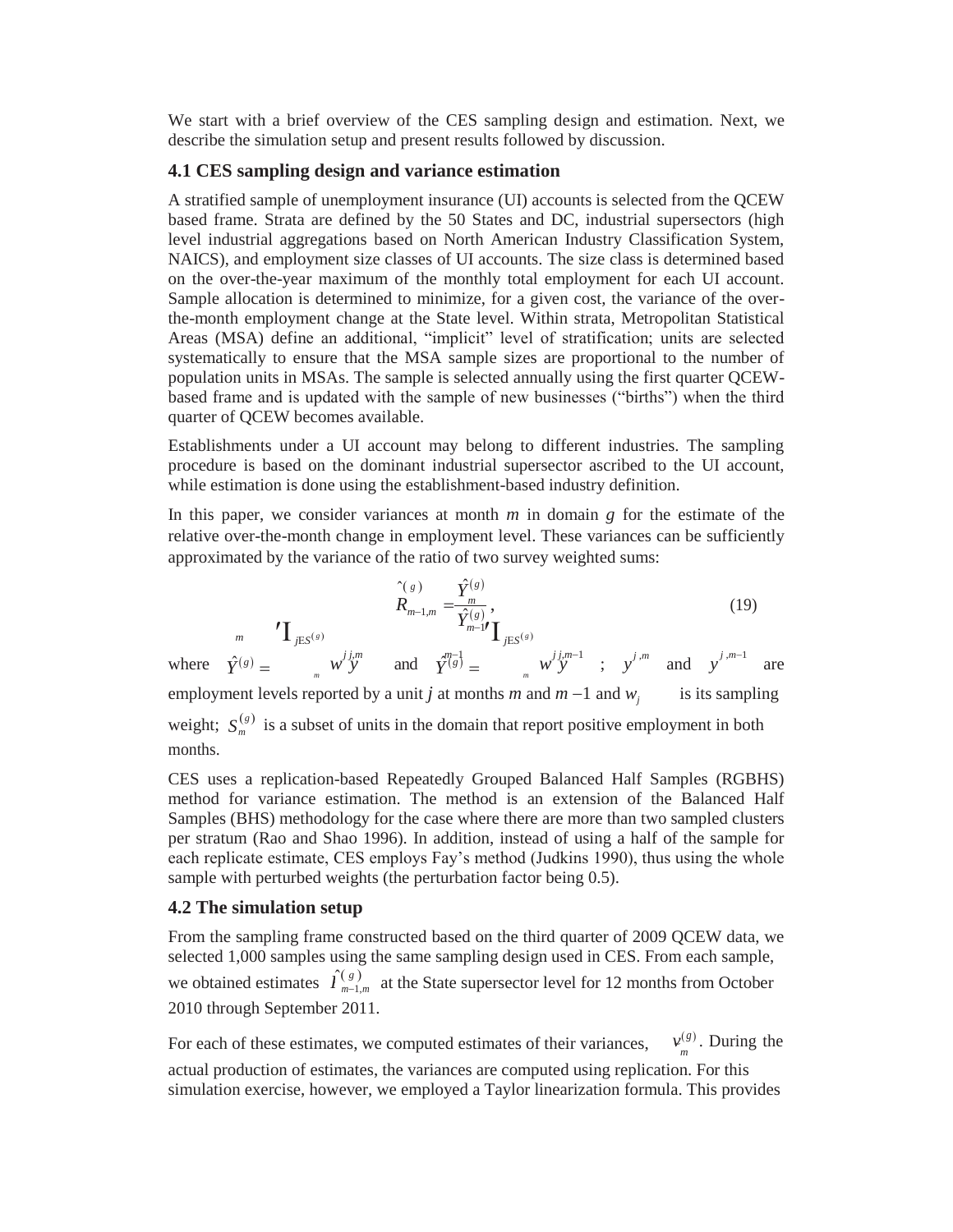We start with a brief overview of the CES sampling design and estimation. Next, we describe the simulation setup and present results followed by discussion.

### 4.1 CES sampling design and variance estimation

A stratified sample of unemployment insurance (UI) accounts is selected from the QCEW based frame. Strata are defined by the 50 States and DC, industrial supersectors (high level industrial aggregations based on North American Industry Classification System, NAICS), and employment size classes of UI accounts. The size class is determined based on the over-the-year maximum of the monthly total employment for each UI account. Sample allocation is determined to minimize, for a given cost, the variance of the over-the-month employment change at the State level. Within strata, Metropolitan Statistical Areas (MSA) define an additional, "implicit" level of stratification; units are selected systematically to ensure that the MSA sample sizes are proportional to the number of population units in MSAs. The sample is selected annually using the first quarter QCEW-based frame and is updated with the sample of new businesses ("births") when the third quarter of QCEW becomes available.

Establishments under a UI account may belong to different industries. The sampling procedure is based on the dominant industrial supersector ascribed to the UI account, while estimation is done using the establishment-based industry definition.

In this paper, we consider variances at month *m* in domain *g* for the estimate of the relative over-the-month change in employment level. These variances can be sufficiently approximated by the variance of the ratio of two survey weighted sums:

$$\hat{R}^{(g)}_{m-1,m} = \frac{\hat{Y}^{(g)}_m}{\hat{Y}^{(g)}_{m-1}}, \tag{19}$$

where $\hat{Y}^{(g)}_m = \sum_{j \in S^{(g)}_m} w_j y^{j,m}$ and $\hat{Y}^{(g)}_{m-1} = \sum_{j \in S^{(g)}_m} w_j y^{j,m-1}$ ; $y^{j,m}$ and $y^{j,m-1}$ are employment levels reported by a unit *j* at months *m* and $m-1$ and $w_j$ is its sampling weight; $S^{(g)}_m$ is a subset of units in the domain that report positive employment in both months.

CES uses a replication-based Repeatedly Grouped Balanced Half Samples (RGBHS) method for variance estimation. The method is an extension of the Balanced Half Samples (BHS) methodology for the case where there are more than two sampled clusters per stratum (Rao and Shao 1996). In addition, instead of using a half of the sample for each replicate estimate, CES employs Fay's method (Judkins 1990), thus using the whole sample with perturbed weights (the perturbation factor being 0.5).

### 4.2 The simulation setup

From the sampling frame constructed based on the third quarter of 2009 QCEW data, we selected 1,000 samples using the same sampling design used in CES. From each sample, we obtained estimates $\hat{I}^{(g)}_{m-1,m}$ at the State supersector level for 12 months from October 2010 through September 2011.

For each of these estimates, we computed estimates of their variances, $v^{(g)}_m$. During the actual production of estimates, the variances are computed using replication. For this simulation exercise, however, we employed a Taylor linearization formula. This provides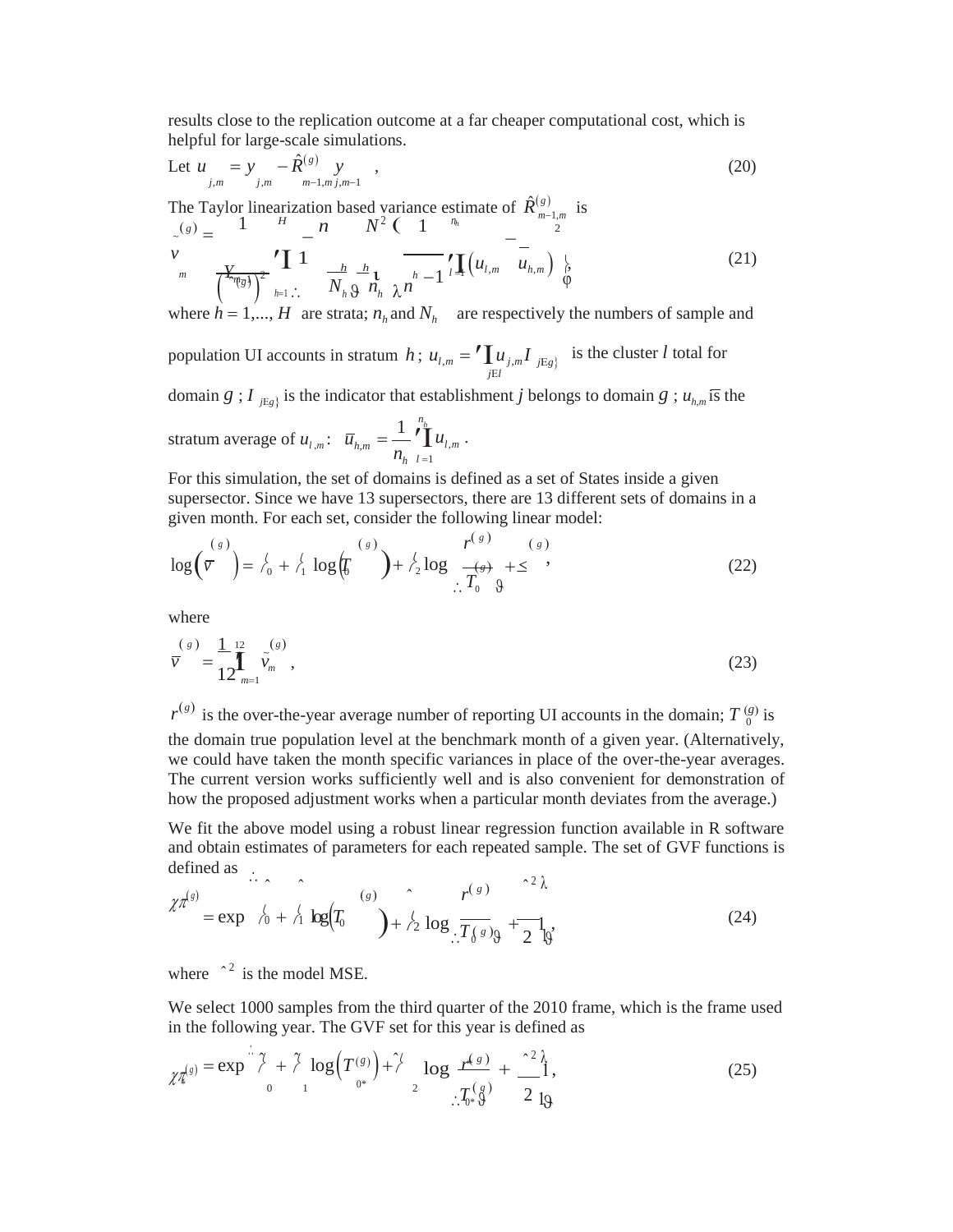results close to the replication outcome at a far cheaper computational cost, which is helpful for large-scale simulations.

Let $u_{j,m} = y_{j,m} - \hat{R}^{(g)}_{m-1,m} y_{j,m-1}$ , (20)

The Taylor linearization based variance estimate of $\hat{R}^{(g)}_{m-1,m}$ is

$$\tilde{v}^{(g)}_m = \frac{1}{\left(\hat{Y}^{(g)}_{m}\right)^2} \sum_{h=1}^{H} \frac{N_h^2}{n_h}\left(1 - \frac{n_h}{N_h}\right)\left(\frac{1}{n_h - 1}\sum_{l=1}^{n_h}\left(u_{l,m} - \bar{u}_{h,m}\right)^2\right), \tag{21}$$

where $h = 1,..., H$ are strata; $n_h$ and $N_h$ are respectively the numbers of sample and population UI accounts in stratum $h$; $u_{l,m} = \sum_{j \in l} u_{j,m} I_{\{j \in g\}}$ is the cluster $l$ total for domain $g$ ; $I_{\{j \in g\}}$ is the indicator that establishment $j$ belongs to domain $g$ ; $\bar{u}_{h,m}$ is the stratum average of $u_{l,m}$: $\bar{u}_{h,m} = \frac{1}{n_h}\sum_{l=1}^{n_h} u_{l,m}$ .

For this simulation, the set of domains is defined as a set of States inside a given supersector. Since we have 13 supersectors, there are 13 different sets of domains in a given month. For each set, consider the following linear model:

$$\log\left(\bar{v}^{(g)}\right) = \beta_0 + \beta_1 \log\left(T_0^{(g)}\right) + \beta_2 \log\left(\frac{r^{(g)}}{T_0^{(g)}}\right) + \varepsilon^{(g)}, \tag{22}$$

where

$$\bar{v}^{(g)} = \frac{1}{12}\sum_{m=1}^{12} \tilde{v}^{(g)}_m , \tag{23}$$

$r^{(g)}$ is the over-the-year average number of reporting UI accounts in the domain; $T_0^{(g)}$ is the domain true population level at the benchmark month of a given year. (Alternatively, we could have taken the month specific variances in place of the over-the-year averages. The current version works sufficiently well and is also convenient for demonstration of how the proposed adjustment works when a particular month deviates from the average.)

We fit the above model using a robust linear regression function available in R software and obtain estimates of parameters for each repeated sample. The set of GVF functions is defined as

$$\tilde{\pi}^{(g)} = \exp\left(\hat{\beta}_0 + \hat{\beta}_1 \log\left(T_0^{(g)}\right) + \hat{\beta}_2 \log\left(\frac{r^{(g)}}{T_0^{(g)}}\right) + \frac{\hat{\sigma}^2}{2}\right), \tag{24}$$

where $\hat{\sigma}^2$ is the model MSE.

We select 1000 samples from the third quarter of the 2010 frame, which is the frame used in the following year. The GVF set for this year is defined as

$$\tilde{\pi}_*^{(g)} = \exp\left(\hat{\beta}_0 + \hat{\beta}_1 \log\left(T_{0*}^{(g)}\right) + \hat{\beta}_2 \log\left(\frac{r_*^{(g)}}{T_{0*}^{(g)}}\right) + \frac{\hat{\sigma}^2}{2}\right), \tag{25}$$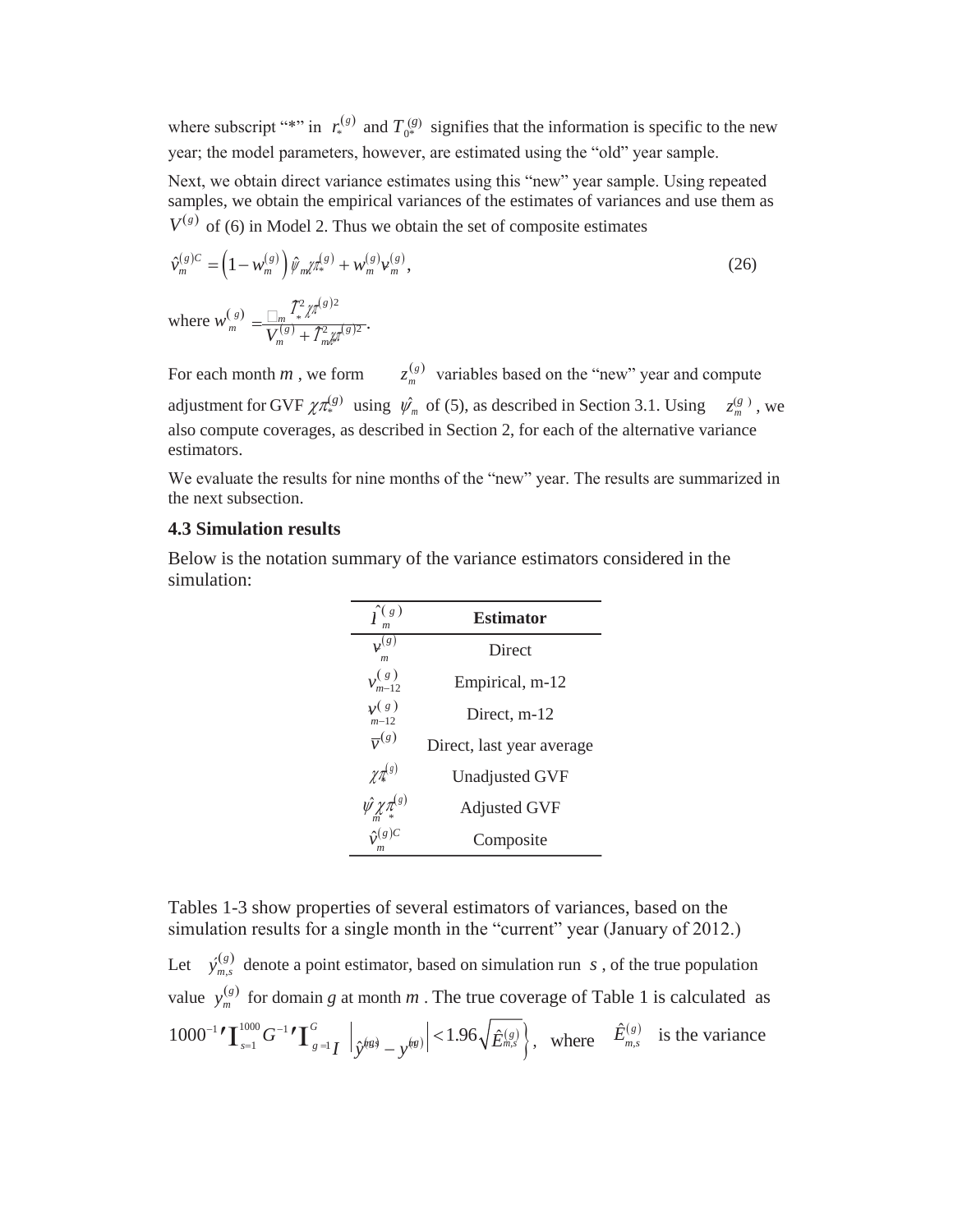where subscript "*" in $r_*^{(g)}$ and $T_{0*}^{(g)}$ signifies that the information is specific to the new year; the model parameters, however, are estimated using the "old" year sample.

Next, we obtain direct variance estimates using this "new" year sample. Using repeated samples, we obtain the empirical variances of the estimates of variances and use them as $V^{(g)}$ of (6) in Model 2. Thus we obtain the set of composite estimates

$$\hat{v}_m^{(g)C} = \left(1 - w_m^{(g)}\right) \hat{\psi}_m \chi \pi_*^{(g)} + w_m^{(g)} v_m^{(g)}, \tag{26}$$

where $w_m^{(g)} = \frac{\hat{\psi}_m \hat{\tau}_*^2 \chi \pi^{(g)2}}{V_m^{(g)} + \hat{\tau}_m^2 \chi \pi^{(g)2}}$.

For each month $m$, we form $z_m^{(g)}$ variables based on the "new" year and compute adjustment for GVF $\chi \pi_*^{(g)}$ using $\hat{\psi}_m$ of (5), as described in Section 3.1. Using $z_m^{(g)}$, we also compute coverages, as described in Section 2, for each of the alternative variance estimators.

We evaluate the results for nine months of the "new" year. The results are summarized in the next subsection.

### 4.3 Simulation results

Below is the notation summary of the variance estimators considered in the simulation:

| $\hat{I}_m^{(g)}$ | **Estimator** |
|---|---|
| $v_m^{(g)}$ | Direct |
| $v_{m-12}^{(g)}$ | Empirical, m-12 |
| $v_{m-12}^{(g)}$ | Direct, m-12 |
| $\bar{v}^{(g)}$ | Direct, last year average |
| $\chi \pi_*^{(g)}$ | Unadjusted GVF |
| $\hat{\psi}_m \chi \pi_*^{(g)}$ | Adjusted GVF |
| $\hat{v}_m^{(g)C}$ | Composite |

Tables 1-3 show properties of several estimators of variances, based on the simulation results for a single month in the "current" year (January of 2012.)

Let $\hat{y}_{m,s}^{(g)}$ denote a point estimator, based on simulation run $s$, of the true population value $y_m^{(g)}$ for domain $g$ at month $m$. The true coverage of Table 1 is calculated as $1000^{-1} \sum_{s=1}^{1000} G^{-1} \sum_{g=1}^{G} I\left\{ \left| \hat{y}_{m,s}^{(g)} - y_m^{(g)} \right| < 1.96 \sqrt{\hat{E}_{m,s}^{(g)}} \right\}$, where $\hat{E}_{m,s}^{(g)}$ is the variance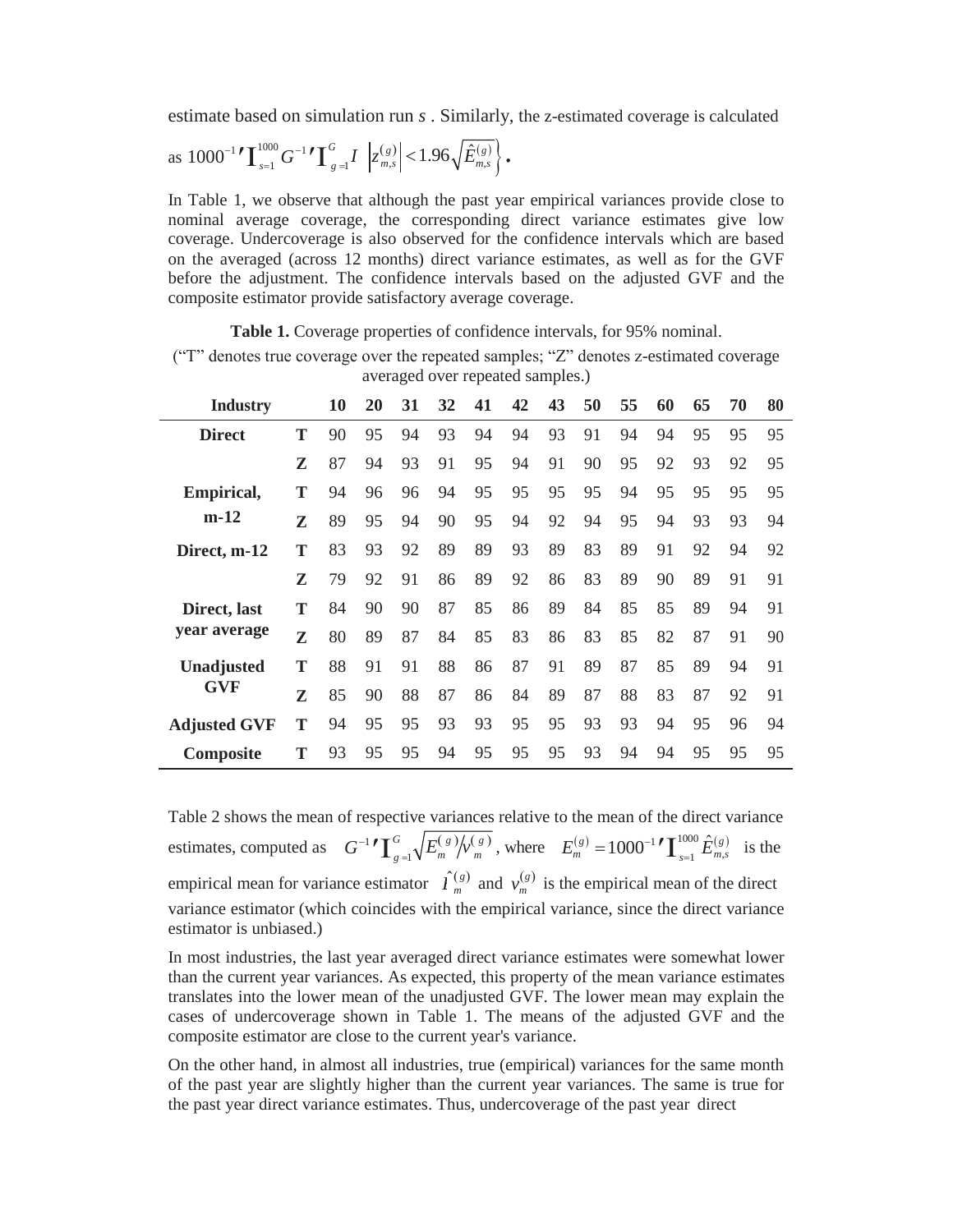estimate based on simulation run $s$ . Similarly, the z-estimated coverage is calculated as $1000^{-1}\sum_{s=1}^{1000} G^{-1}\sum_{g=1}^{G} I\left\{\left|z_{m,s}^{(g)}\right| < 1.96\sqrt{\hat{E}_{m,s}^{(g)}}\right\}$.

In Table 1, we observe that although the past year empirical variances provide close to nominal average coverage, the corresponding direct variance estimates give low coverage. Undercoverage is also observed for the confidence intervals which are based on the averaged (across 12 months) direct variance estimates, as well as for the GVF before the adjustment. The confidence intervals based on the adjusted GVF and the composite estimator provide satisfactory average coverage.

**Table 1.** Coverage properties of confidence intervals, for 95% nominal.

("T" denotes true coverage over the repeated samples; "Z" denotes z-estimated coverage averaged over repeated samples.)

| Industry | | 10 | 20 | 31 | 32 | 41 | 42 | 43 | 50 | 55 | 60 | 65 | 70 | 80 |
|---|---|---|---|---|---|---|---|---|---|---|---|---|---|---|
| **Direct** | **T** | 90 | 95 | 94 | 93 | 94 | 94 | 93 | 91 | 94 | 94 | 95 | 95 | 95 |
| | **Z** | 87 | 94 | 93 | 91 | 95 | 94 | 91 | 90 | 95 | 92 | 93 | 92 | 95 |
| **Empirical, m-12** | **T** | 94 | 96 | 96 | 94 | 95 | 95 | 95 | 95 | 94 | 95 | 95 | 95 | 95 |
| | **Z** | 89 | 95 | 94 | 90 | 95 | 94 | 92 | 94 | 95 | 94 | 93 | 93 | 94 |
| **Direct, m-12** | **T** | 83 | 93 | 92 | 89 | 89 | 93 | 89 | 83 | 89 | 91 | 92 | 94 | 92 |
| | **Z** | 79 | 92 | 91 | 86 | 89 | 92 | 86 | 83 | 89 | 90 | 89 | 91 | 91 |
| **Direct, last year average** | **T** | 84 | 90 | 90 | 87 | 85 | 86 | 89 | 84 | 85 | 85 | 89 | 94 | 91 |
| | **Z** | 80 | 89 | 87 | 84 | 85 | 83 | 86 | 83 | 85 | 82 | 87 | 91 | 90 |
| **Unadjusted GVF** | **T** | 88 | 91 | 91 | 88 | 86 | 87 | 91 | 89 | 87 | 85 | 89 | 94 | 91 |
| | **Z** | 85 | 90 | 88 | 87 | 86 | 84 | 89 | 87 | 88 | 83 | 87 | 92 | 91 |
| **Adjusted GVF** | **T** | 94 | 95 | 95 | 93 | 93 | 95 | 95 | 93 | 93 | 94 | 95 | 96 | 94 |
| **Composite** | **T** | 93 | 95 | 95 | 94 | 95 | 95 | 95 | 93 | 94 | 94 | 95 | 95 | 95 |

Table 2 shows the mean of respective variances relative to the mean of the direct variance estimates, computed as $G^{-1}\sum_{g=1}^{G}\sqrt{E_m^{(g)}/v_m^{(g)}}$, where $E_m^{(g)} = 1000^{-1}\sum_{s=1}^{1000}\hat{E}_{m,s}^{(g)}$ is the empirical mean for variance estimator $\hat{I}_m^{(g)}$ and $v_m^{(g)}$ is the empirical mean of the direct variance estimator (which coincides with the empirical variance, since the direct variance estimator is unbiased.)

In most industries, the last year averaged direct variance estimates were somewhat lower than the current year variances. As expected, this property of the mean variance estimates translates into the lower mean of the unadjusted GVF. The lower mean may explain the cases of undercoverage shown in Table 1. The means of the adjusted GVF and the composite estimator are close to the current year's variance.

On the other hand, in almost all industries, true (empirical) variances for the same month of the past year are slightly higher than the current year variances. The same is true for the past year direct variance estimates. Thus, undercoverage of the past year direct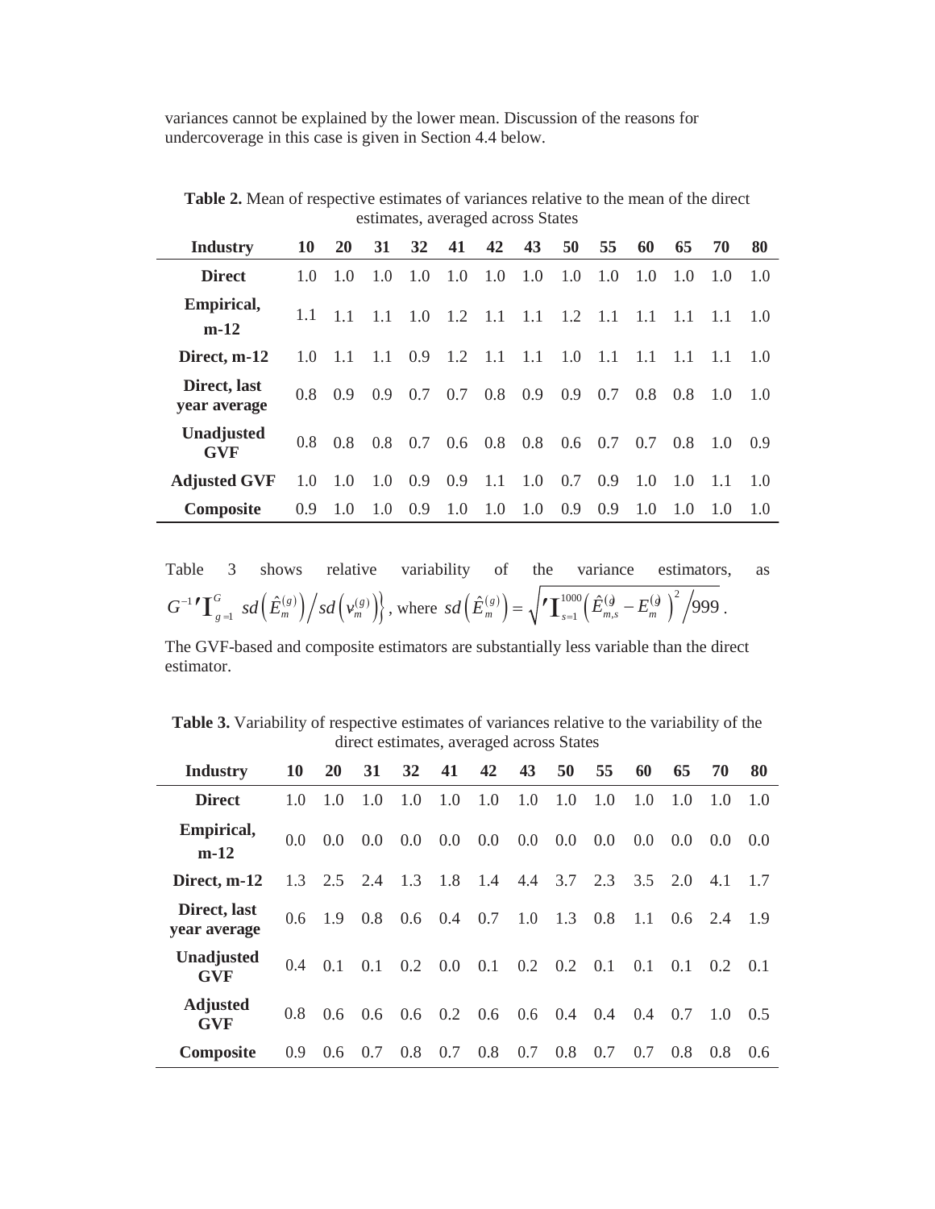variances cannot be explained by the lower mean. Discussion of the reasons for undercoverage in this case is given in Section 4.4 below.

**Table 2.** Mean of respective estimates of variances relative to the mean of the direct estimates, averaged across States

| Industry | 10 | 20 | 31 | 32 | 41 | 42 | 43 | 50 | 55 | 60 | 65 | 70 | 80 |
|---|---|---|---|---|---|---|---|---|---|---|---|---|---|
| **Direct** | 1.0 | 1.0 | 1.0 | 1.0 | 1.0 | 1.0 | 1.0 | 1.0 | 1.0 | 1.0 | 1.0 | 1.0 | 1.0 |
| **Empirical, m-12** | 1.1 | 1.1 | 1.1 | 1.0 | 1.2 | 1.1 | 1.1 | 1.2 | 1.1 | 1.1 | 1.1 | 1.1 | 1.0 |
| **Direct, m-12** | 1.0 | 1.1 | 1.1 | 0.9 | 1.2 | 1.1 | 1.1 | 1.0 | 1.1 | 1.1 | 1.1 | 1.1 | 1.0 |
| **Direct, last year average** | 0.8 | 0.9 | 0.9 | 0.7 | 0.7 | 0.8 | 0.9 | 0.9 | 0.7 | 0.8 | 0.8 | 1.0 | 1.0 |
| **Unadjusted GVF** | 0.8 | 0.8 | 0.8 | 0.7 | 0.6 | 0.8 | 0.8 | 0.6 | 0.7 | 0.7 | 0.8 | 1.0 | 0.9 |
| **Adjusted GVF** | 1.0 | 1.0 | 1.0 | 0.9 | 0.9 | 1.1 | 1.0 | 0.7 | 0.9 | 1.0 | 1.0 | 1.1 | 1.0 |
| **Composite** | 0.9 | 1.0 | 1.0 | 0.9 | 1.0 | 1.0 | 1.0 | 0.9 | 0.9 | 1.0 | 1.0 | 1.0 | 1.0 |

Table 3 shows relative variability of the variance estimators, as $G^{-1}\sum_{g=1}^{G}\left\{ sd\left(\hat{E}_m^{(g)}\right) \Big/ sd\left(v_m^{(g)}\right)\right\}$, where $sd\left(\hat{E}_m^{(g)}\right) = \sqrt{\sum_{s=1}^{1000}\left(\hat{E}_{m,s}^{(g)} - E_m^{(g)}\right)^2 \Big/ 999}$.

The GVF-based and composite estimators are substantially less variable than the direct estimator.

**Table 3.** Variability of respective estimates of variances relative to the variability of the direct estimates, averaged across States

| Industry | 10 | 20 | 31 | 32 | 41 | 42 | 43 | 50 | 55 | 60 | 65 | 70 | 80 |
|---|---|---|---|---|---|---|---|---|---|---|---|---|---|
| **Direct** | 1.0 | 1.0 | 1.0 | 1.0 | 1.0 | 1.0 | 1.0 | 1.0 | 1.0 | 1.0 | 1.0 | 1.0 | 1.0 |
| **Empirical, m-12** | 0.0 | 0.0 | 0.0 | 0.0 | 0.0 | 0.0 | 0.0 | 0.0 | 0.0 | 0.0 | 0.0 | 0.0 | 0.0 |
| **Direct, m-12** | 1.3 | 2.5 | 2.4 | 1.3 | 1.8 | 1.4 | 4.4 | 3.7 | 2.3 | 3.5 | 2.0 | 4.1 | 1.7 |
| **Direct, last year average** | 0.6 | 1.9 | 0.8 | 0.6 | 0.4 | 0.7 | 1.0 | 1.3 | 0.8 | 1.1 | 0.6 | 2.4 | 1.9 |
| **Unadjusted GVF** | 0.4 | 0.1 | 0.1 | 0.2 | 0.0 | 0.1 | 0.2 | 0.2 | 0.1 | 0.1 | 0.1 | 0.2 | 0.1 |
| **Adjusted GVF** | 0.8 | 0.6 | 0.6 | 0.6 | 0.2 | 0.6 | 0.6 | 0.4 | 0.4 | 0.4 | 0.7 | 1.0 | 0.5 |
| **Composite** | 0.9 | 0.6 | 0.7 | 0.8 | 0.7 | 0.8 | 0.7 | 0.8 | 0.7 | 0.7 | 0.8 | 0.8 | 0.6 |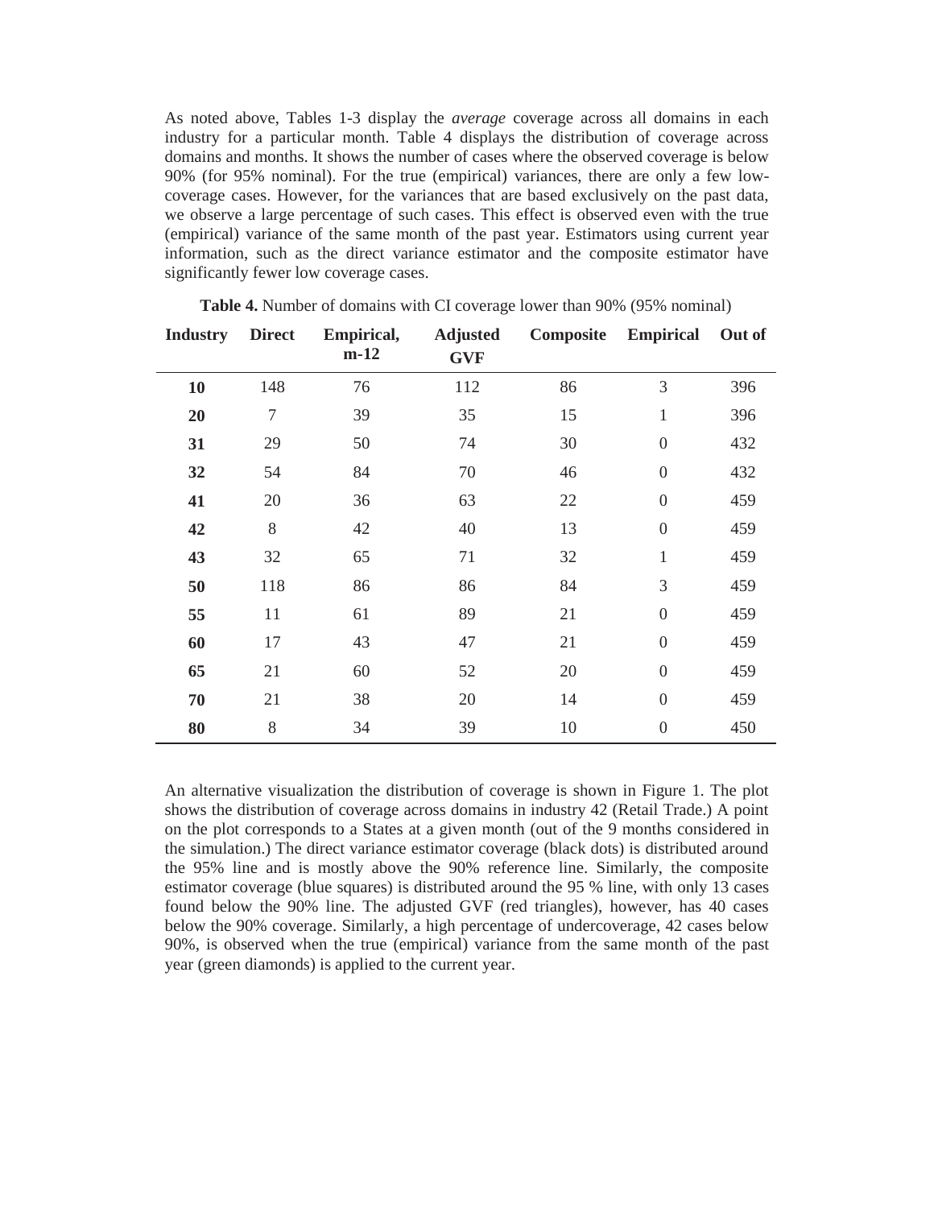As noted above, Tables 1-3 display the *average* coverage across all domains in each industry for a particular month. Table 4 displays the distribution of coverage across domains and months. It shows the number of cases where the observed coverage is below 90% (for 95% nominal). For the true (empirical) variances, there are only a few low-coverage cases. However, for the variances that are based exclusively on the past data, we observe a large percentage of such cases. This effect is observed even with the true (empirical) variance of the same month of the past year. Estimators using current year information, such as the direct variance estimator and the composite estimator have significantly fewer low coverage cases.

**Table 4.** Number of domains with CI coverage lower than 90% (95% nominal)

| Industry | Direct | Empirical, m-12 | Adjusted GVF | Composite | Empirical | Out of |
|---|---|---|---|---|---|---|
| **10** | 148 | 76 | 112 | 86 | 3 | 396 |
| **20** | 7 | 39 | 35 | 15 | 1 | 396 |
| **31** | 29 | 50 | 74 | 30 | 0 | 432 |
| **32** | 54 | 84 | 70 | 46 | 0 | 432 |
| **41** | 20 | 36 | 63 | 22 | 0 | 459 |
| **42** | 8 | 42 | 40 | 13 | 0 | 459 |
| **43** | 32 | 65 | 71 | 32 | 1 | 459 |
| **50** | 118 | 86 | 86 | 84 | 3 | 459 |
| **55** | 11 | 61 | 89 | 21 | 0 | 459 |
| **60** | 17 | 43 | 47 | 21 | 0 | 459 |
| **65** | 21 | 60 | 52 | 20 | 0 | 459 |
| **70** | 21 | 38 | 20 | 14 | 0 | 459 |
| **80** | 8 | 34 | 39 | 10 | 0 | 450 |

An alternative visualization the distribution of coverage is shown in Figure 1. The plot shows the distribution of coverage across domains in industry 42 (Retail Trade.) A point on the plot corresponds to a States at a given month (out of the 9 months considered in the simulation.) The direct variance estimator coverage (black dots) is distributed around the 95% line and is mostly above the 90% reference line. Similarly, the composite estimator coverage (blue squares) is distributed around the 95 % line, with only 13 cases found below the 90% line. The adjusted GVF (red triangles), however, has 40 cases below the 90% coverage. Similarly, a high percentage of undercoverage, 42 cases below 90%, is observed when the true (empirical) variance from the same month of the past year (green diamonds) is applied to the current year.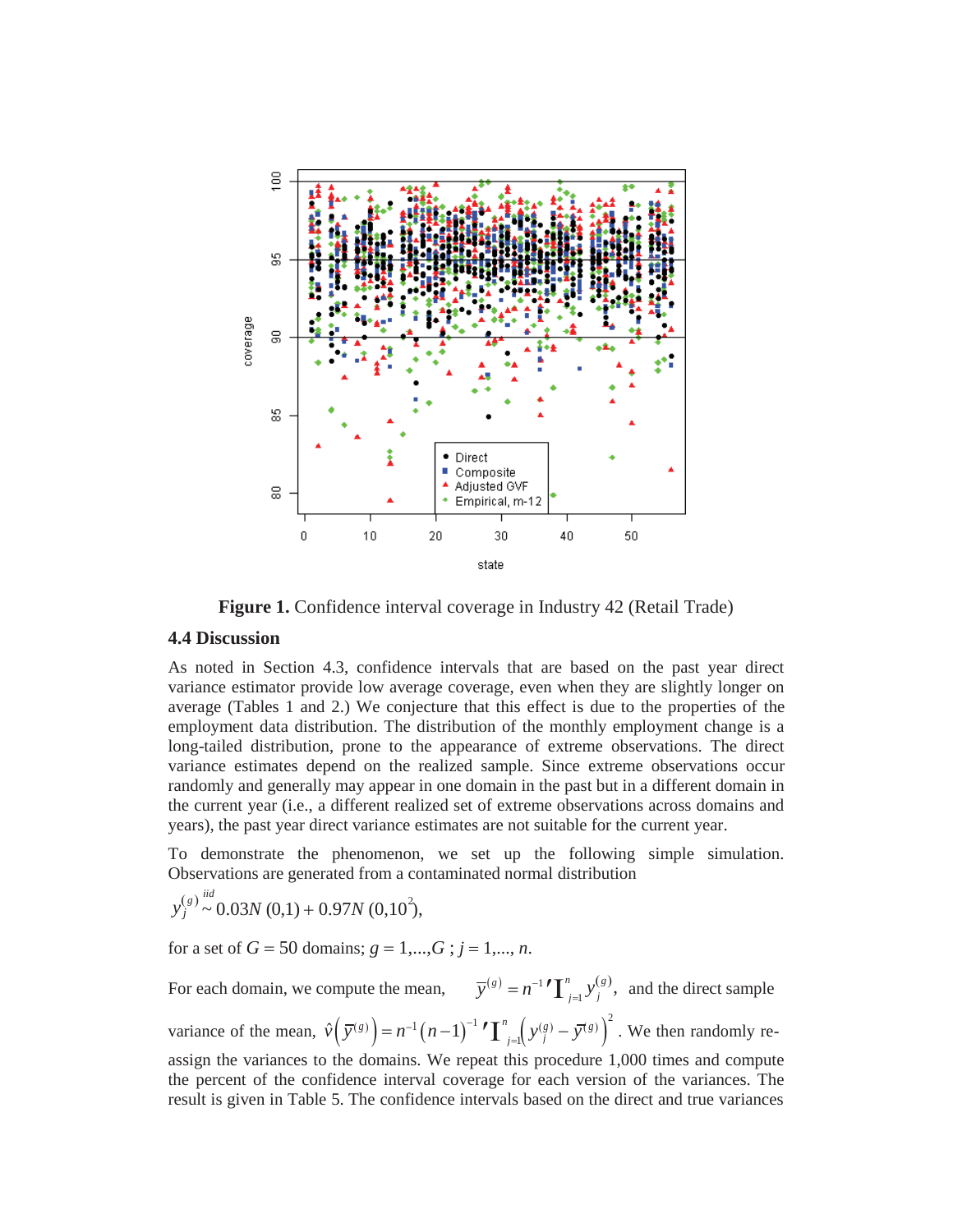**Figure 1.** Confidence interval coverage in Industry 42 (Retail Trade)

### 4.4 Discussion

As noted in Section 4.3, confidence intervals that are based on the past year direct variance estimator provide low average coverage, even when they are slightly longer on average (Tables 1 and 2.) We conjecture that this effect is due to the properties of the employment data distribution. The distribution of the monthly employment change is a long-tailed distribution, prone to the appearance of extreme observations. The direct variance estimates depend on the realized sample. Since extreme observations occur randomly and generally may appear in one domain in the past but in a different domain in the current year (i.e., a different realized set of extreme observations across domains and years), the past year direct variance estimates are not suitable for the current year.

To demonstrate the phenomenon, we set up the following simple simulation. Observations are generated from a contaminated normal distribution

$$y_j^{(g)} \overset{iid}{\sim} 0.03N(0,1) + 0.97N(0,10^2),$$

for a set of $G = 50$ domains; $g = 1,...,G$ ; $j = 1,..., n$.

For each domain, we compute the mean, $\bar{y}^{(g)} = n^{-1}\sum_{j=1}^{n} y_j^{(g)}$, and the direct sample variance of the mean, $\hat{v}\left(\bar{y}^{(g)}\right) = n^{-1}(n-1)^{-1}\sum_{j=1}^{n}\left(y_j^{(g)} - \bar{y}^{(g)}\right)^2$. We then randomly re-assign the variances to the domains. We repeat this procedure 1,000 times and compute the percent of the confidence interval coverage for each version of the variances. The result is given in Table 5. The confidence intervals based on the direct and true variances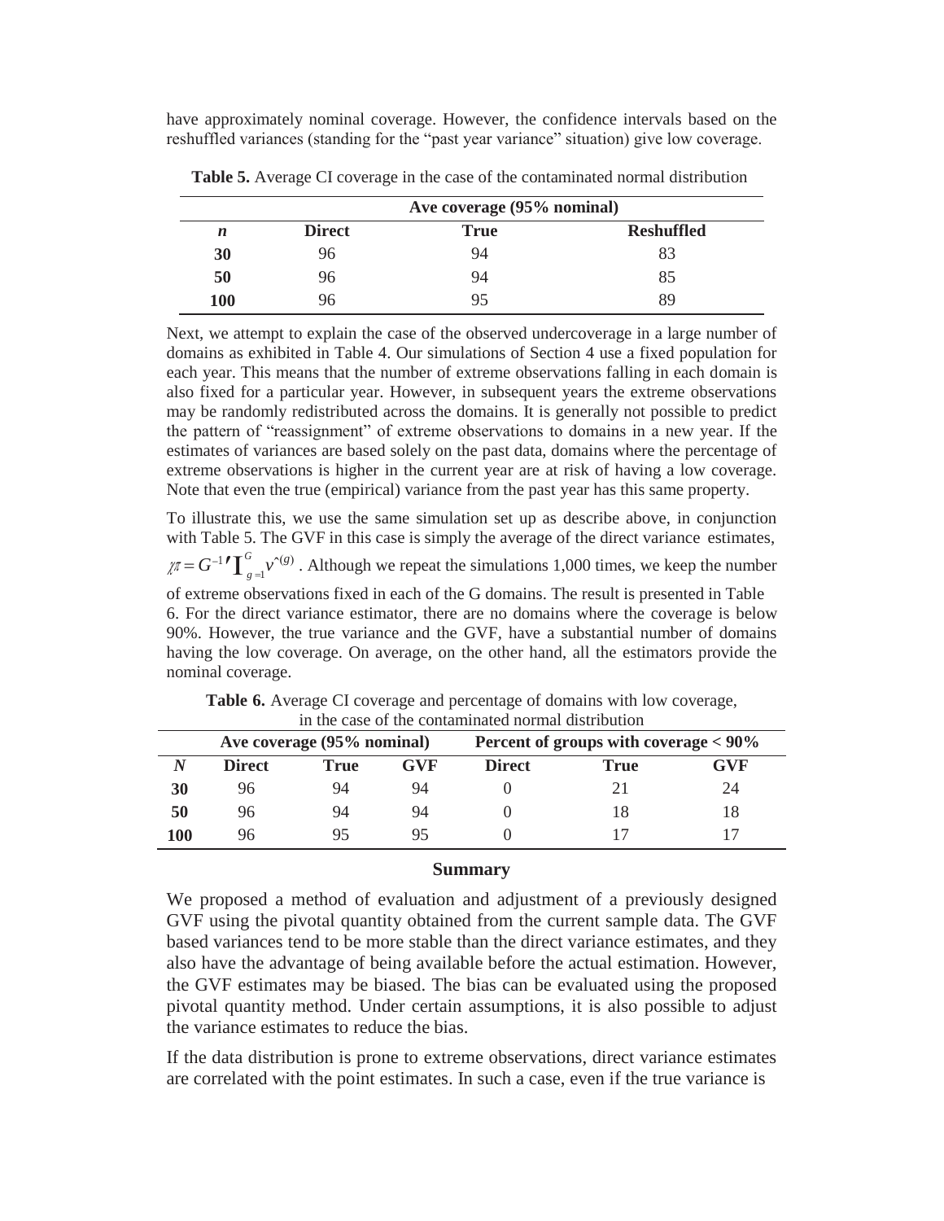have approximately nominal coverage. However, the confidence intervals based on the reshuffled variances (standing for the "past year variance" situation) give low coverage.

**Table 5.** Average CI coverage in the case of the contaminated normal distribution

| | Ave coverage (95% nominal) | | |
|---|---|---|---|
| ***n*** | **Direct** | **True** | **Reshuffled** |
| **30** | 96 | 94 | 83 |
| **50** | 96 | 94 | 85 |
| **100** | 96 | 95 | 89 |

Next, we attempt to explain the case of the observed undercoverage in a large number of domains as exhibited in Table 4. Our simulations of Section 4 use a fixed population for each year. This means that the number of extreme observations falling in each domain is also fixed for a particular year. However, in subsequent years the extreme observations may be randomly redistributed across the domains. It is generally not possible to predict the pattern of "reassignment" of extreme observations to domains in a new year. If the estimates of variances are based solely on the past data, domains where the percentage of extreme observations is higher in the current year are at risk of having a low coverage. Note that even the true (empirical) variance from the past year has this same property.

To illustrate this, we use the same simulation set up as describe above, in conjunction with Table 5. The GVF in this case is simply the average of the direct variance estimates, $\gamma = G^{-1} \sum_{g=1}^{G} \hat{v}^{(g)}$. Although we repeat the simulations 1,000 times, we keep the number of extreme observations fixed in each of the G domains. The result is presented in Table 6. For the direct variance estimator, there are no domains where the coverage is below 90%. However, the true variance and the GVF, have a substantial number of domains having the low coverage. On average, on the other hand, all the estimators provide the nominal coverage.

**Table 6.** Average CI coverage and percentage of domains with low coverage, in the case of the contaminated normal distribution

| | Ave coverage (95% nominal) | | | Percent of groups with coverage < 90% | | |
|---|---|---|---|---|---|---|
| ***N*** | **Direct** | **True** | **GVF** | **Direct** | **True** | **GVF** |
| **30** | 96 | 94 | 94 | 0 | 21 | 24 |
| **50** | 96 | 94 | 94 | 0 | 18 | 18 |
| **100** | 96 | 95 | 95 | 0 | 17 | 17 |

## Summary

We proposed a method of evaluation and adjustment of a previously designed GVF using the pivotal quantity obtained from the current sample data. The GVF based variances tend to be more stable than the direct variance estimates, and they also have the advantage of being available before the actual estimation. However, the GVF estimates may be biased. The bias can be evaluated using the proposed pivotal quantity method. Under certain assumptions, it is also possible to adjust the variance estimates to reduce the bias.

If the data distribution is prone to extreme observations, direct variance estimates are correlated with the point estimates. In such a case, even if the true variance is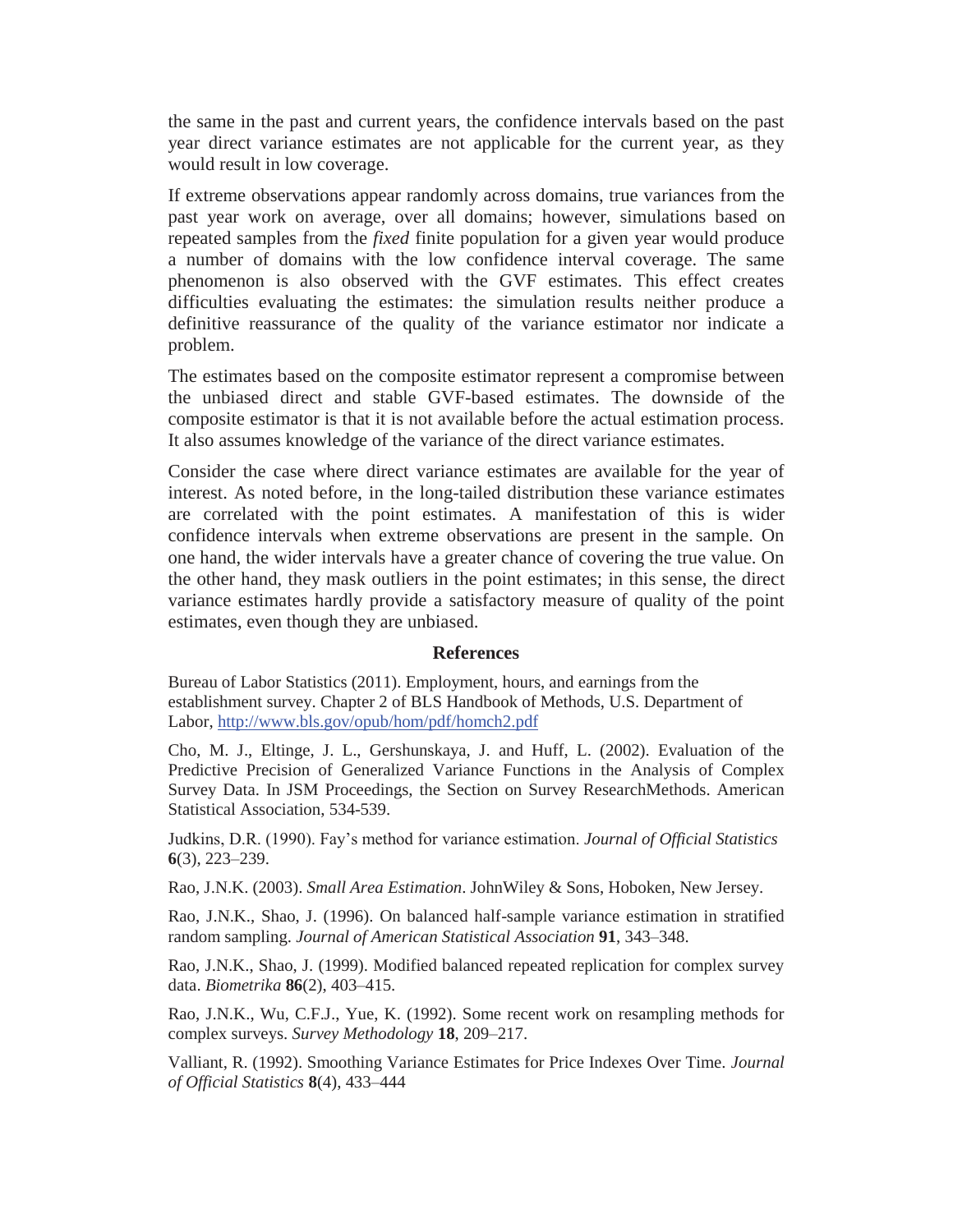the same in the past and current years, the confidence intervals based on the past year direct variance estimates are not applicable for the current year, as they would result in low coverage.

If extreme observations appear randomly across domains, true variances from the past year work on average, over all domains; however, simulations based on repeated samples from the *fixed* finite population for a given year would produce a number of domains with the low confidence interval coverage. The same phenomenon is also observed with the GVF estimates. This effect creates difficulties evaluating the estimates: the simulation results neither produce a definitive reassurance of the quality of the variance estimator nor indicate a problem.

The estimates based on the composite estimator represent a compromise between the unbiased direct and stable GVF-based estimates. The downside of the composite estimator is that it is not available before the actual estimation process. It also assumes knowledge of the variance of the direct variance estimates.

Consider the case where direct variance estimates are available for the year of interest. As noted before, in the long-tailed distribution these variance estimates are correlated with the point estimates. A manifestation of this is wider confidence intervals when extreme observations are present in the sample. On one hand, the wider intervals have a greater chance of covering the true value. On the other hand, they mask outliers in the point estimates; in this sense, the direct variance estimates hardly provide a satisfactory measure of quality of the point estimates, even though they are unbiased.

## References

Bureau of Labor Statistics (2011). Employment, hours, and earnings from the establishment survey. Chapter 2 of BLS Handbook of Methods, U.S. Department of Labor, http://www.bls.gov/opub/hom/pdf/homch2.pdf

Cho, M. J., Eltinge, J. L., Gershunskaya, J. and Huff, L. (2002). Evaluation of the Predictive Precision of Generalized Variance Functions in the Analysis of Complex Survey Data. In JSM Proceedings, the Section on Survey ResearchMethods. American Statistical Association, 534-539.

Judkins, D.R. (1990). Fay's method for variance estimation. *Journal of Official Statistics* **6**(3), 223–239.

Rao, J.N.K. (2003). *Small Area Estimation*. JohnWiley & Sons, Hoboken, New Jersey.

Rao, J.N.K., Shao, J. (1996). On balanced half-sample variance estimation in stratified random sampling. *Journal of American Statistical Association* **91**, 343–348.

Rao, J.N.K., Shao, J. (1999). Modified balanced repeated replication for complex survey data. *Biometrika* **86**(2), 403–415.

Rao, J.N.K., Wu, C.F.J., Yue, K. (1992). Some recent work on resampling methods for complex surveys. *Survey Methodology* **18**, 209–217.

Valliant, R. (1992). Smoothing Variance Estimates for Price Indexes Over Time. *Journal of Official Statistics* **8**(4), 433–444